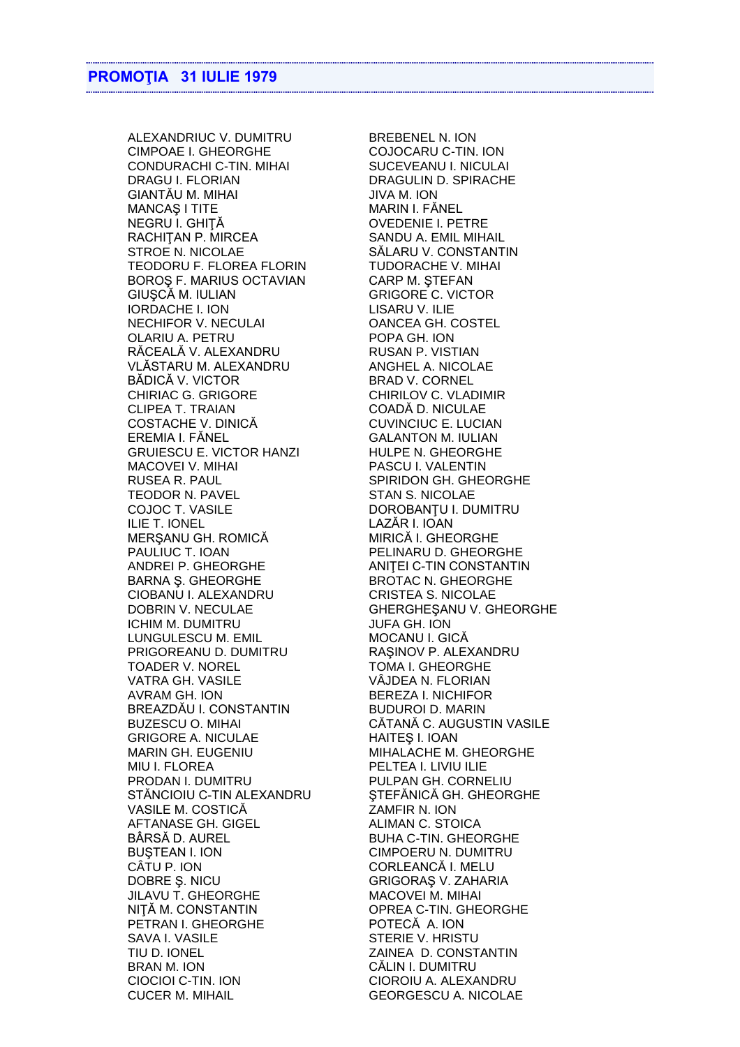## PROMOŢIA 31 IULIE 1979

ALEXANDRIUC V. DUMITRU
CIMPOAE I. GHEORGHE
CONDURACHI C-TIN. MIHAI
DRAGU I. FLORIAN
GIANTĂU M. MIHAI
MANCAŞ I TITE
NEGRU I. GHIŢĂ
RACHIŢAN P. MIRCEA
STROE N. NICOLAE
TEODORU F. FLOREA FLORIN
BOROŞ F. MARIUS OCTAVIAN
GIUŞCĂ M. IULIAN
IORDACHE I. ION
NECHIFOR V. NECULAI
OLARIU A. PETRU
RĂCEALĂ V. ALEXANDRU
VLĂSTARU M. ALEXANDRU
BĂDICĂ V. VICTOR
CHIRIAC G. GRIGORE
CLIPEA T. TRAIAN
COSTACHE V. DINICĂ
EREMIA I. FĂNEL
GRUIESCU E. VICTOR HANZI
MACOVEI V. MIHAI
RUSEA R. PAUL
TEODOR N. PAVEL
COJOC T. VASILE
ILIE T. IONEL
MERŞANU GH. ROMICĂ
PAULIUC T. IOAN
ANDREI P. GHEORGHE
BARNA Ş. GHEORGHE
CIOBANU I. ALEXANDRU
DOBRIN V. NECULAE
ICHIM M. DUMITRU
LUNGULESCU M. EMIL
PRIGOREANU D. DUMITRU
TOADER V. NOREL
VATRA GH. VASILE
AVRAM GH. ION
BREAZDĂU I. CONSTANTIN
BUZESCU O. MIHAI
GRIGORE A. NICULAE
MARIN GH. EUGENIU
MIU I. FLOREA
PRODAN I. DUMITRU
STĂNCIOIU C-TIN ALEXANDRU
VASILE M. COSTICĂ
AFTANASE GH. GIGEL
BÂRSĂ D. AUREL
BUŞTEAN I. ION
CÂTU P. ION
DOBRE Ş. NICU
JILAVU T. GHEORGHE
NIŢĂ M. CONSTANTIN
PETRAN I. GHEORGHE
SAVA I. VASILE
TIU D. IONEL
BRAN M. ION
CIOCIOI C-TIN. ION
CUCER M. MIHAIL
BREBENEL N. ION
COJOCARU C-TIN. ION
SUCEVEANU I. NICULAI
DRAGULIN D. SPIRACHE
JIVA M. ION
MARIN I. FĂNEL
OVEDENIE I. PETRE
SANDU A. EMIL MIHAIL
SĂLARU V. CONSTANTIN
TUDORACHE V. MIHAI
CARP M. ŞTEFAN
GRIGORE C. VICTOR
LISARU V. ILIE
OANCEA GH. COSTEL
POPA GH. ION
RUSAN P. VISTIAN
ANGHEL A. NICOLAE
BRAD V. CORNEL
CHIRILOV C. VLADIMIR
COADĂ D. NICULAE
CUVINCIUC E. LUCIAN
GALANTON M. IULIAN
HULPE N. GHEORGHE
PASCU I. VALENTIN
SPIRIDON GH. GHEORGHE
STAN S. NICOLAE
DOROBANŢU I. DUMITRU
LAZĂR I. IOAN
MIRICĂ I. GHEORGHE
PELINARU D. GHEORGHE
ANIŢEI C-TIN CONSTANTIN
BROTAC N. GHEORGHE
CRISTEA S. NICOLAE
GHERGHEŞANU V. GHEORGHE
JUFA GH. ION
MOCANU I. GICĂ
RAŞINOV P. ALEXANDRU
TOMA I. GHEORGHE
VÂJDEA N. FLORIAN
BEREZA I. NICHIFOR
BUDUROI D. MARIN
CĂTANĂ C. AUGUSTIN VASILE
HAITEŞ I. IOAN
MIHALACHE M. GHEORGHE
PELTEA I. LIVIU ILIE
PULPAN GH. CORNELIU
ŞTEFĂNICĂ GH. GHEORGHE
ZAMFIR N. ION
ALIMAN C. STOICA
BUHA C-TIN. GHEORGHE
CIMPOERU N. DUMITRU
CORLEANCĂ I. MELU
GRIGORAŞ V. ZAHARIA
MACOVEI M. MIHAI
OPREA C-TIN. GHEORGHE
POTECĂ A. ION
STERIE V. HRISTU
ZAINEA D. CONSTANTIN
CĂLIN I. DUMITRU
CIOROIU A. ALEXANDRU
GEORGESCU A. NICOLAE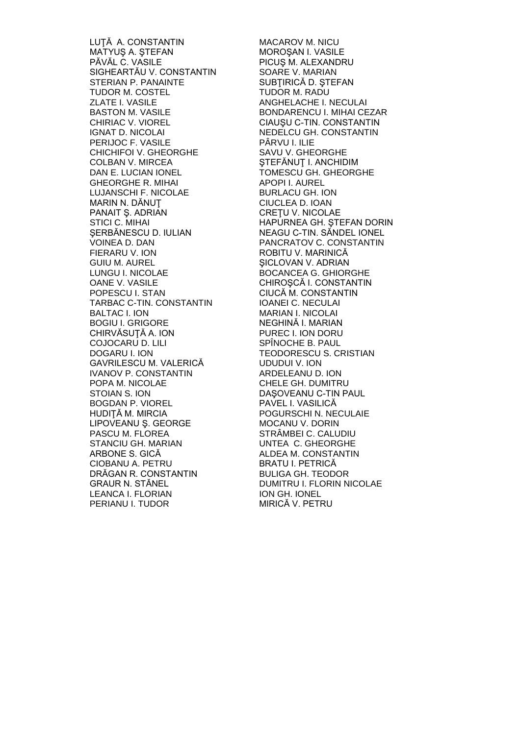LUŢĂ A. CONSTANTIN
MATYUŞ A. ŞTEFAN
PĂVĂL C. VASILE
SIGHEARTĂU V. CONSTANTIN
STERIAN P. PANAINTE
TUDOR M. COSTEL
ZLATE I. VASILE
BASTON M. VASILE
CHIRIAC V. VIOREL
IGNAT D. NICOLAI
PERIJOC F. VASILE
CHICHIFOI V. GHEORGHE
COLBAN V. MIRCEA
DAN E. LUCIAN IONEL
GHEORGHE R. MIHAI
LUJANSCHI F. NICOLAE
MARIN N. DĂNUŢ
PANAIT Ş. ADRIAN
STICI C. MIHAI
ŞERBĂNESCU D. IULIAN
VOINEA D. DAN
FIERARU V. ION
GUIU M. AUREL
LUNGU I. NICOLAE
OANE V. VASILE
POPESCU I. STAN
TARBAC C-TIN. CONSTANTIN
BALTAC I. ION
BOGIU I. GRIGORE
CHIRVĂSUŢĂ A. ION
COJOCARU D. LILI
DOGARU I. ION
GAVRILESCU M. VALERICĂ
IVANOV P. CONSTANTIN
POPA M. NICOLAE
STOIAN S. ION
BOGDAN P. VIOREL
HUDIŢĂ M. MIRCIA
LIPOVEANU Ş. GEORGE
PASCU M. FLOREA
STANCIU GH. MARIAN
ARBONE S. GICĂ
CIOBANU A. PETRU
DRĂGAN R. CONSTANTIN
GRAUR N. STĂNEL
LEANCA I. FLORIAN
PERIANU I. TUDOR
MACAROV M. NICU
MOROŞAN I. VASILE
PICUŞ M. ALEXANDRU
SOARE V. MARIAN
SUBŢIRICĂ D. ŞTEFAN
TUDOR M. RADU
ANGHELACHE I. NECULAI
BONDARENCU I. MIHAI CEZAR
CIAUŞU C-TIN. CONSTANTIN
NEDELCU GH. CONSTANTIN
PÂRVU I. ILIE
SAVU V. GHEORGHE
ŞTEFĂNUŢ I. ANCHIDIM
TOMESCU GH. GHEORGHE
APOPI I. AUREL
BURLACU GH. ION
CIUCLEA D. IOAN
CREŢU V. NICOLAE
HAPURNEA GH. ŞTEFAN DORIN
NEAGU C-TIN. SĂNDEL IONEL
PANCRATOV C. CONSTANTIN
ROBITU V. MARINICĂ
ŞICLOVAN V. ADRIAN
BOCANCEA G. GHIORGHE
CHIROŞCĂ I. CONSTANTIN
CIUCĂ M. CONSTANTIN
IOANEI C. NECULAI
MARIAN I. NICOLAI
NEGHINĂ I. MARIAN
PUREC I. ION DORU
SPÎNOCHE B. PAUL
TEODORESCU S. CRISTIAN
UDUDUI V. ION
ARDELEANU D. ION
CHELE GH. DUMITRU
DAŞOVEANU C-TIN PAUL
PAVEL I. VASILICĂ
POGURSCHI N. NECULAIE
MOCANU V. DORIN
STRÂMBEI C. CALUDIU
UNTEA C. GHEORGHE
ALDEA M. CONSTANTIN
BRATU I. PETRICĂ
BULIGA GH. TEODOR
DUMITRU I. FLORIN NICOLAE
ION GH. IONEL
MIRICĂ V. PETRU